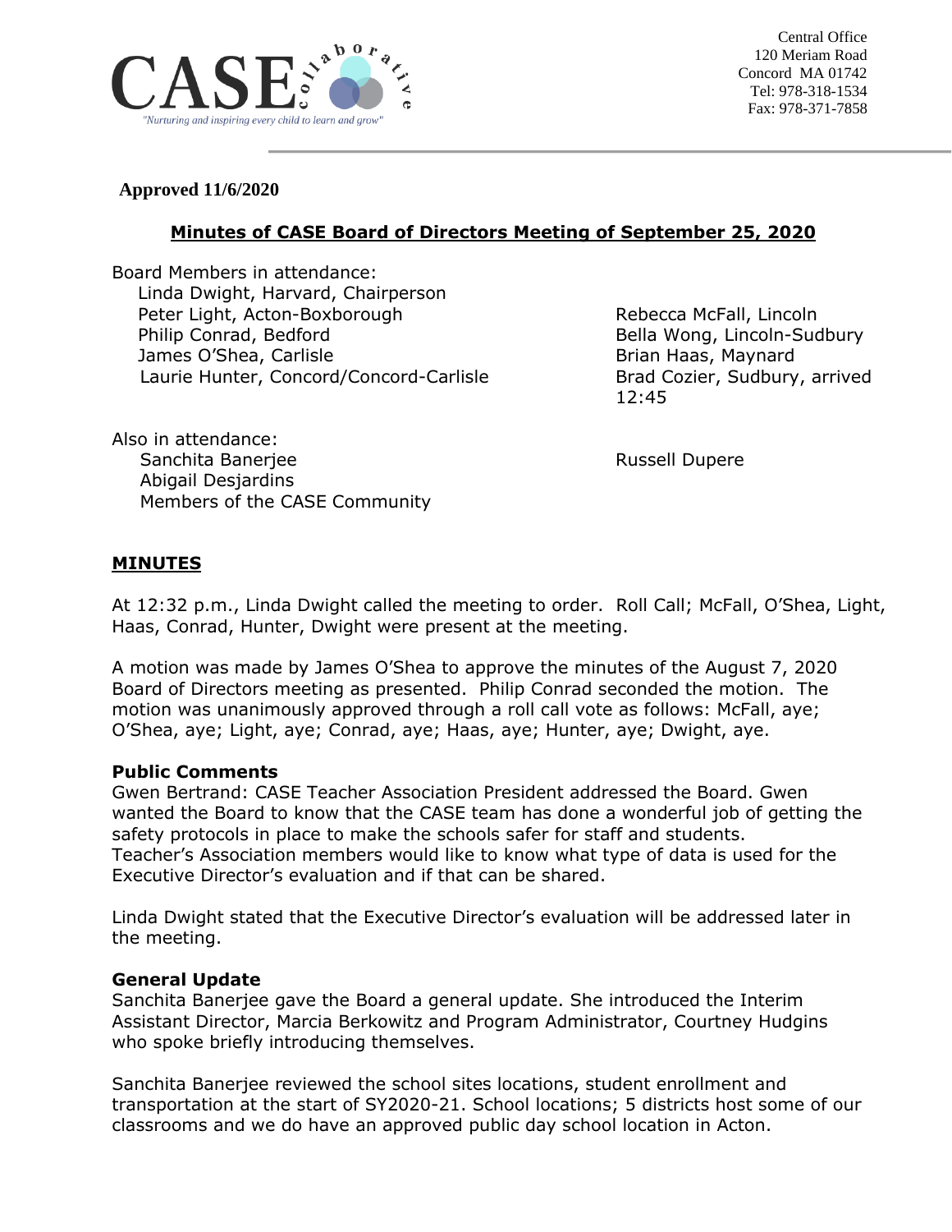Central Office
120 Meriam Road
Concord MA 01742
Tel: 978-318-1534
Fax: 978-371-7858

**Approved 11/6/2020**

## Minutes of CASE Board of Directors Meeting of September 25, 2020

Board Members in attendance:
- Linda Dwight, Harvard, Chairperson
- Peter Light, Acton-Boxborough
- Philip Conrad, Bedford
- James O'Shea, Carlisle
- Laurie Hunter, Concord/Concord-Carlisle
- Rebecca McFall, Lincoln
- Bella Wong, Lincoln-Sudbury
- Brian Haas, Maynard
- Brad Cozier, Sudbury, arrived 12:45

Also in attendance:
- Sanchita Banerjee
- Abigail Desjardins
- Members of the CASE Community
- Russell Dupere

## MINUTES

At 12:32 p.m., Linda Dwight called the meeting to order. Roll Call; McFall, O'Shea, Light, Haas, Conrad, Hunter, Dwight were present at the meeting.

A motion was made by James O'Shea to approve the minutes of the August 7, 2020 Board of Directors meeting as presented. Philip Conrad seconded the motion. The motion was unanimously approved through a roll call vote as follows: McFall, aye; O'Shea, aye; Light, aye; Conrad, aye; Haas, aye; Hunter, aye; Dwight, aye.

**Public Comments**
Gwen Bertrand: CASE Teacher Association President addressed the Board. Gwen wanted the Board to know that the CASE team has done a wonderful job of getting the safety protocols in place to make the schools safer for staff and students. Teacher's Association members would like to know what type of data is used for the Executive Director's evaluation and if that can be shared.

Linda Dwight stated that the Executive Director's evaluation will be addressed later in the meeting.

**General Update**
Sanchita Banerjee gave the Board a general update. She introduced the Interim Assistant Director, Marcia Berkowitz and Program Administrator, Courtney Hudgins who spoke briefly introducing themselves.

Sanchita Banerjee reviewed the school sites locations, student enrollment and transportation at the start of SY2020-21. School locations; 5 districts host some of our classrooms and we do have an approved public day school location in Acton.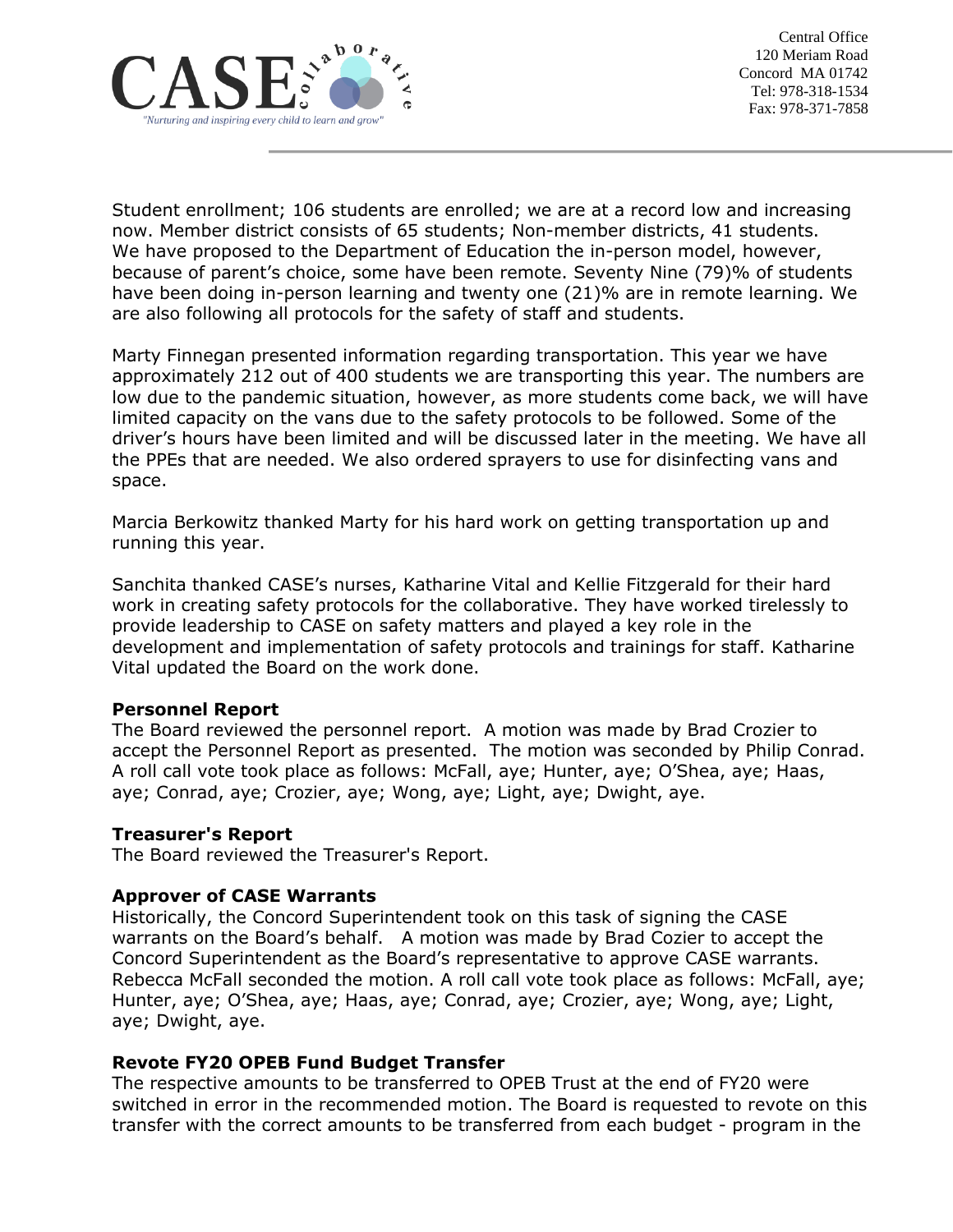Student enrollment; 106 students are enrolled; we are at a record low and increasing now. Member district consists of 65 students; Non-member districts, 41 students. We have proposed to the Department of Education the in-person model, however, because of parent's choice, some have been remote. Seventy Nine (79)% of students have been doing in-person learning and twenty one (21)% are in remote learning. We are also following all protocols for the safety of staff and students.

Marty Finnegan presented information regarding transportation. This year we have approximately 212 out of 400 students we are transporting this year. The numbers are low due to the pandemic situation, however, as more students come back, we will have limited capacity on the vans due to the safety protocols to be followed. Some of the driver's hours have been limited and will be discussed later in the meeting. We have all the PPEs that are needed. We also ordered sprayers to use for disinfecting vans and space.

Marcia Berkowitz thanked Marty for his hard work on getting transportation up and running this year.

Sanchita thanked CASE's nurses, Katharine Vital and Kellie Fitzgerald for their hard work in creating safety protocols for the collaborative. They have worked tirelessly to provide leadership to CASE on safety matters and played a key role in the development and implementation of safety protocols and trainings for staff. Katharine Vital updated the Board on the work done.

**Personnel Report**
The Board reviewed the personnel report. A motion was made by Brad Crozier to accept the Personnel Report as presented. The motion was seconded by Philip Conrad. A roll call vote took place as follows: McFall, aye; Hunter, aye; O'Shea, aye; Haas, aye; Conrad, aye; Crozier, aye; Wong, aye; Light, aye; Dwight, aye.

**Treasurer's Report**
The Board reviewed the Treasurer's Report.

**Approver of CASE Warrants**
Historically, the Concord Superintendent took on this task of signing the CASE warrants on the Board's behalf. A motion was made by Brad Cozier to accept the Concord Superintendent as the Board's representative to approve CASE warrants. Rebecca McFall seconded the motion. A roll call vote took place as follows: McFall, aye; Hunter, aye; O'Shea, aye; Haas, aye; Conrad, aye; Crozier, aye; Wong, aye; Light, aye; Dwight, aye.

**Revote FY20 OPEB Fund Budget Transfer**
The respective amounts to be transferred to OPEB Trust at the end of FY20 were switched in error in the recommended motion. The Board is requested to revote on this transfer with the correct amounts to be transferred from each budget - program in the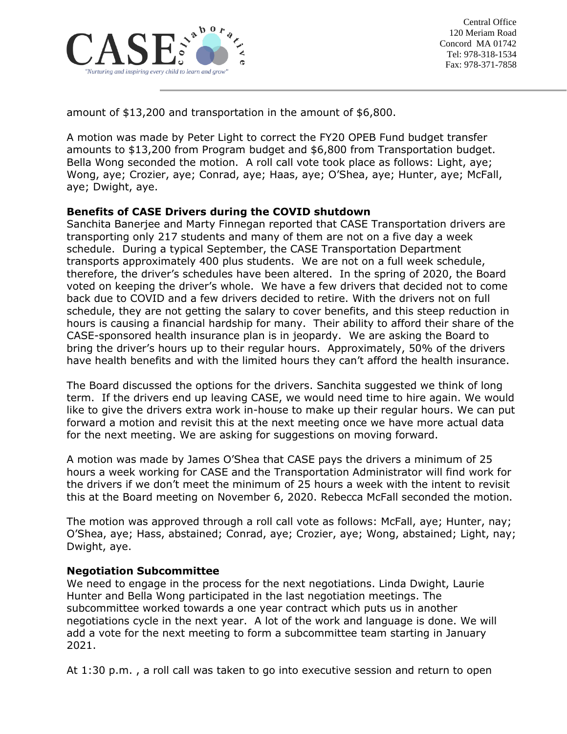amount of $13,200 and transportation in the amount of $6,800.

A motion was made by Peter Light to correct the FY20 OPEB Fund budget transfer amounts to $13,200 from Program budget and $6,800 from Transportation budget. Bella Wong seconded the motion. A roll call vote took place as follows: Light, aye; Wong, aye; Crozier, aye; Conrad, aye; Haas, aye; O'Shea, aye; Hunter, aye; McFall, aye; Dwight, aye.

**Benefits of CASE Drivers during the COVID shutdown**

Sanchita Banerjee and Marty Finnegan reported that CASE Transportation drivers are transporting only 217 students and many of them are not on a five day a week schedule. During a typical September, the CASE Transportation Department transports approximately 400 plus students. We are not on a full week schedule, therefore, the driver's schedules have been altered. In the spring of 2020, the Board voted on keeping the driver's whole. We have a few drivers that decided not to come back due to COVID and a few drivers decided to retire. With the drivers not on full schedule, they are not getting the salary to cover benefits, and this steep reduction in hours is causing a financial hardship for many. Their ability to afford their share of the CASE-sponsored health insurance plan is in jeopardy. We are asking the Board to bring the driver's hours up to their regular hours. Approximately, 50% of the drivers have health benefits and with the limited hours they can't afford the health insurance.

The Board discussed the options for the drivers. Sanchita suggested we think of long term. If the drivers end up leaving CASE, we would need time to hire again. We would like to give the drivers extra work in-house to make up their regular hours. We can put forward a motion and revisit this at the next meeting once we have more actual data for the next meeting. We are asking for suggestions on moving forward.

A motion was made by James O'Shea that CASE pays the drivers a minimum of 25 hours a week working for CASE and the Transportation Administrator will find work for the drivers if we don't meet the minimum of 25 hours a week with the intent to revisit this at the Board meeting on November 6, 2020. Rebecca McFall seconded the motion.

The motion was approved through a roll call vote as follows: McFall, aye; Hunter, nay; O'Shea, aye; Hass, abstained; Conrad, aye; Crozier, aye; Wong, abstained; Light, nay; Dwight, aye.

**Negotiation Subcommittee**

We need to engage in the process for the next negotiations. Linda Dwight, Laurie Hunter and Bella Wong participated in the last negotiation meetings. The subcommittee worked towards a one year contract which puts us in another negotiations cycle in the next year. A lot of the work and language is done. We will add a vote for the next meeting to form a subcommittee team starting in January 2021.

At 1:30 p.m. , a roll call was taken to go into executive session and return to open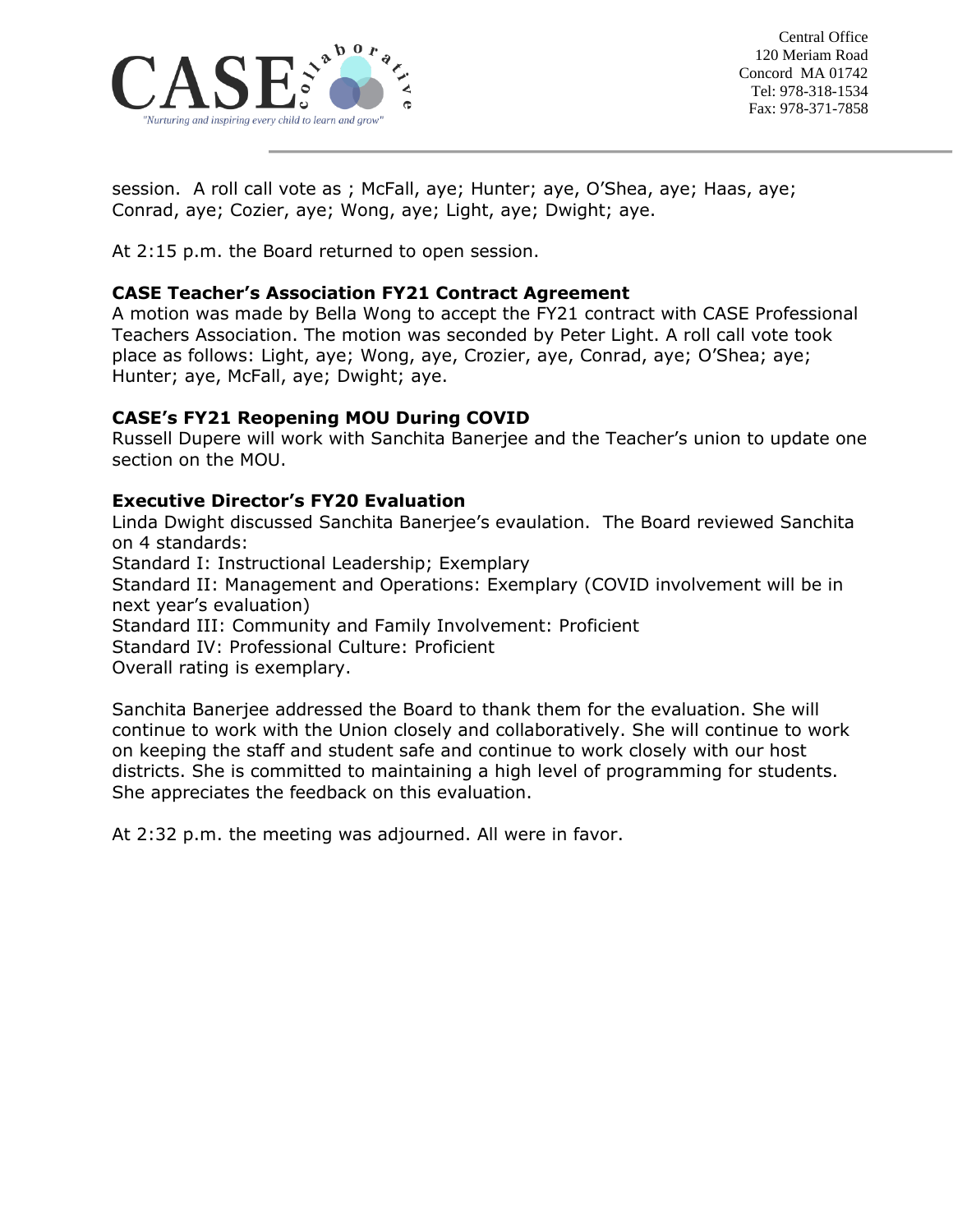session. A roll call vote as ; McFall, aye; Hunter; aye, O'Shea, aye; Haas, aye; Conrad, aye; Cozier, aye; Wong, aye; Light, aye; Dwight; aye.

At 2:15 p.m. the Board returned to open session.

**CASE Teacher's Association FY21 Contract Agreement**
A motion was made by Bella Wong to accept the FY21 contract with CASE Professional Teachers Association. The motion was seconded by Peter Light. A roll call vote took place as follows: Light, aye; Wong, aye, Crozier, aye, Conrad, aye; O'Shea; aye; Hunter; aye, McFall, aye; Dwight; aye.

**CASE's FY21 Reopening MOU During COVID**
Russell Dupere will work with Sanchita Banerjee and the Teacher's union to update one section on the MOU.

**Executive Director's FY20 Evaluation**
Linda Dwight discussed Sanchita Banerjee's evaulation. The Board reviewed Sanchita on 4 standards:
Standard I: Instructional Leadership; Exemplary
Standard II: Management and Operations: Exemplary (COVID involvement will be in next year's evaluation)
Standard III: Community and Family Involvement: Proficient
Standard IV: Professional Culture: Proficient
Overall rating is exemplary.

Sanchita Banerjee addressed the Board to thank them for the evaluation. She will continue to work with the Union closely and collaboratively. She will continue to work on keeping the staff and student safe and continue to work closely with our host districts. She is committed to maintaining a high level of programming for students. She appreciates the feedback on this evaluation.

At 2:32 p.m. the meeting was adjourned. All were in favor.